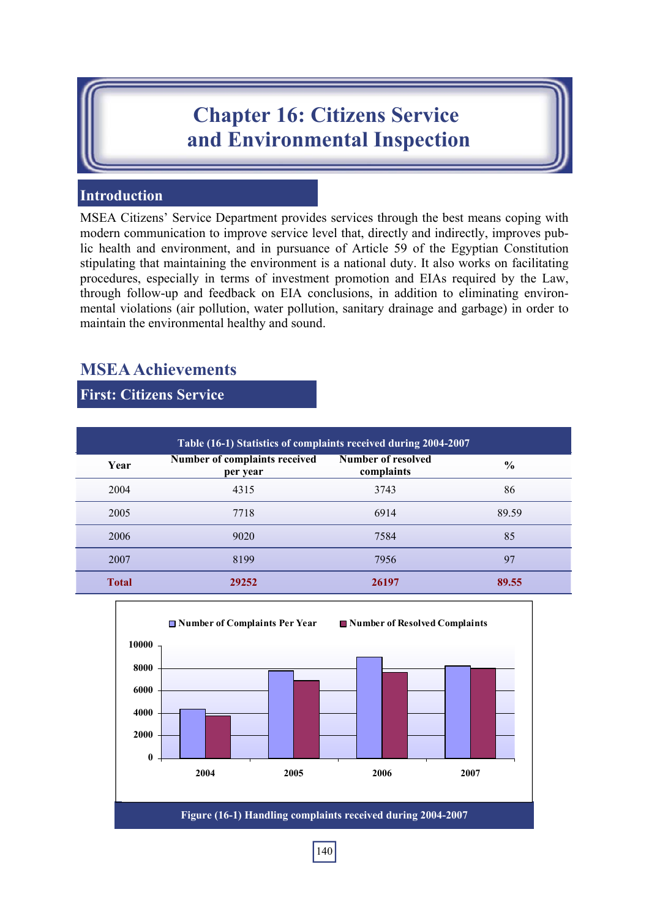# Chapter 16: Citizens Service and Environmental Inspection

## Introduction

MSEA Citizens' Service Department provides services through the best means coping with modern communication to improve service level that, directly and indirectly, improves public health and environment, and in pursuance of Article 59 of the Egyptian Constitution stipulating that maintaining the environment is a national duty. It also works on facilitating procedures, especially in terms of investment promotion and EIAs required by the Law, through follow-up and feedback on EIA conclusions, in addition to eliminating environmental violations (air pollution, water pollution, sanitary drainage and garbage) in order to maintain the environmental healthy and sound.

## MSEA Achievements

### First: Citizens Service

Table (16-1) Statistics of complaints received during 2004-2007

| Year | Number of complaints received per year | Number of resolved complaints | % |
|---|---|---|---|
| 2004 | 4315 | 3743 | 86 |
| 2005 | 7718 | 6914 | 89.59 |
| 2006 | 9020 | 7584 | 85 |
| 2007 | 8199 | 7956 | 97 |
| **Total** | **29252** | **26197** | **89.55** |

Figure (16-1) Handling complaints received during 2004-2007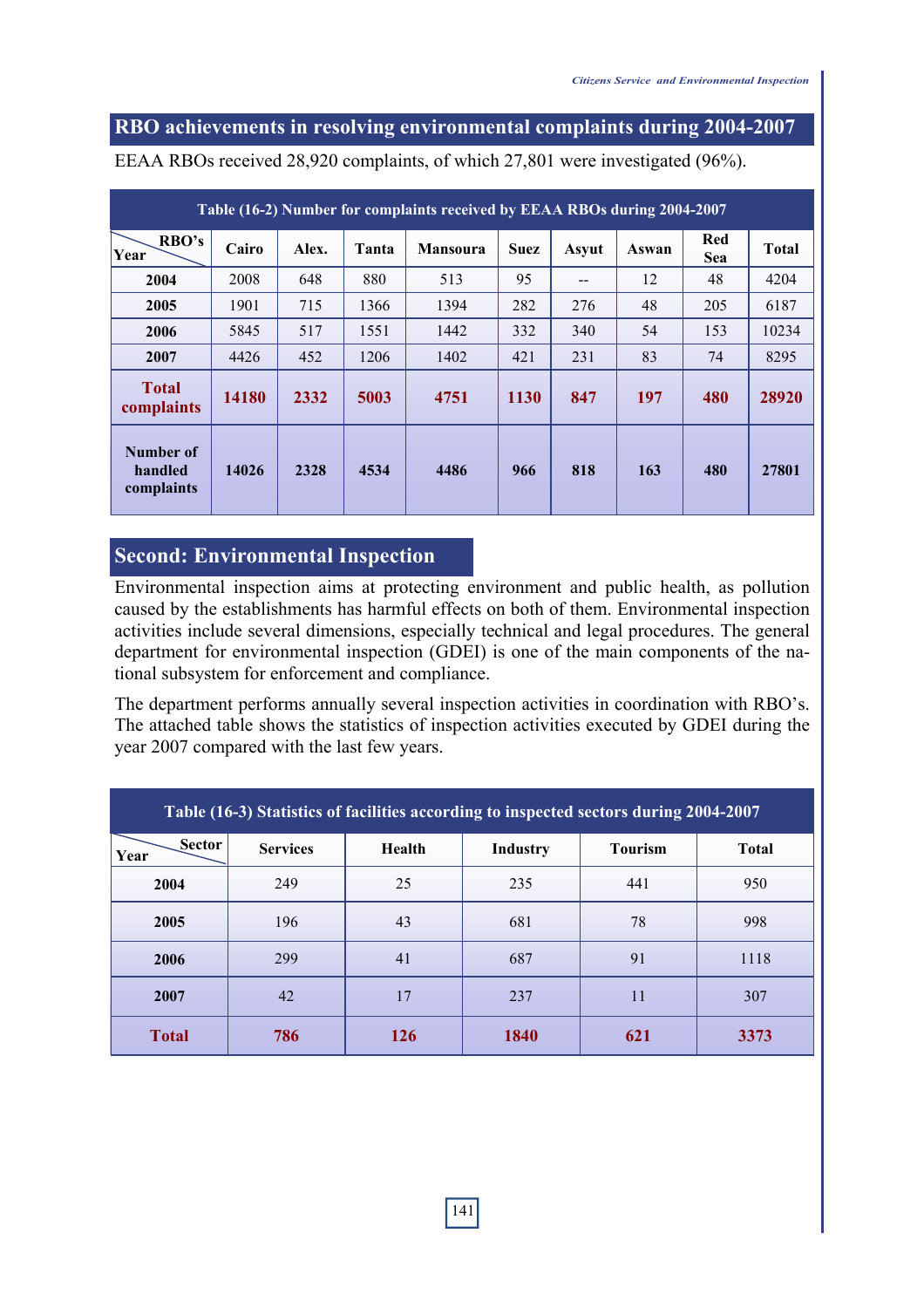## RBO achievements in resolving environmental complaints during 2004-2007

EEAA RBOs received 28,920 complaints, of which 27,801 were investigated (96%).

**Table (16-2) Number for complaints received by EEAA RBOs during 2004-2007**

| Year \ RBO's | Cairo | Alex. | Tanta | Mansoura | Suez | Asyut | Aswan | Red Sea | Total |
|---|---|---|---|---|---|---|---|---|---|
| **2004** | 2008 | 648 | 880 | 513 | 95 | -- | 12 | 48 | 4204 |
| **2005** | 1901 | 715 | 1366 | 1394 | 282 | 276 | 48 | 205 | 6187 |
| **2006** | 5845 | 517 | 1551 | 1442 | 332 | 340 | 54 | 153 | 10234 |
| **2007** | 4426 | 452 | 1206 | 1402 | 421 | 231 | 83 | 74 | 8295 |
| **Total complaints** | **14180** | **2332** | **5003** | **4751** | **1130** | **847** | **197** | **480** | **28920** |
| **Number of handled complaints** | **14026** | **2328** | **4534** | **4486** | **966** | **818** | **163** | **480** | **27801** |

## Second: Environmental Inspection

Environmental inspection aims at protecting environment and public health, as pollution caused by the establishments has harmful effects on both of them. Environmental inspection activities include several dimensions, especially technical and legal procedures. The general department for environmental inspection (GDEI) is one of the main components of the national subsystem for enforcement and compliance.

The department performs annually several inspection activities in coordination with RBO's. The attached table shows the statistics of inspection activities executed by GDEI during the year 2007 compared with the last few years.

**Table (16-3) Statistics of facilities according to inspected sectors during 2004-2007**

| Year \ Sector | Services | Health | Industry | Tourism | Total |
|---|---|---|---|---|---|
| **2004** | 249 | 25 | 235 | 441 | 950 |
| **2005** | 196 | 43 | 681 | 78 | 998 |
| **2006** | 299 | 41 | 687 | 91 | 1118 |
| **2007** | 42 | 17 | 237 | 11 | 307 |
| **Total** | **786** | **126** | **1840** | **621** | **3373** |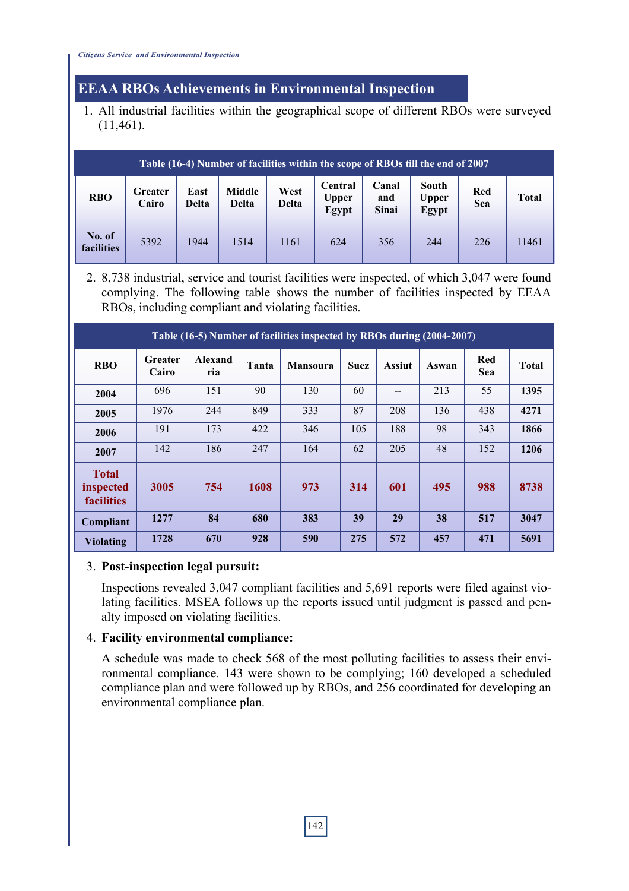## EEAA RBOs Achievements in Environmental Inspection

1. All industrial facilities within the geographical scope of different RBOs were surveyed (11,461).

Table (16-4) Number of facilities within the scope of RBOs till the end of 2007

| RBO | Greater Cairo | East Delta | Middle Delta | West Delta | Central Upper Egypt | Canal and Sinai | South Upper Egypt | Red Sea | Total |
|---|---|---|---|---|---|---|---|---|---|
| No. of facilities | 5392 | 1944 | 1514 | 1161 | 624 | 356 | 244 | 226 | 11461 |

2. 8,738 industrial, service and tourist facilities were inspected, of which 3,047 were found complying. The following table shows the number of facilities inspected by EEAA RBOs, including compliant and violating facilities.

Table (16-5) Number of facilities inspected by RBOs during (2004-2007)

| RBO | Greater Cairo | Alexandria | Tanta | Mansoura | Suez | Assiut | Aswan | Red Sea | Total |
|---|---|---|---|---|---|---|---|---|---|
| **2004** | 696 | 151 | 90 | 130 | 60 | -- | 213 | 55 | **1395** |
| **2005** | 1976 | 244 | 849 | 333 | 87 | 208 | 136 | 438 | **4271** |
| **2006** | 191 | 173 | 422 | 346 | 105 | 188 | 98 | 343 | **1866** |
| **2007** | 142 | 186 | 247 | 164 | 62 | 205 | 48 | 152 | **1206** |
| **Total inspected facilities** | **3005** | **754** | **1608** | **973** | **314** | **601** | **495** | **988** | **8738** |
| **Compliant** | **1277** | **84** | **680** | **383** | **39** | **29** | **38** | **517** | **3047** |
| **Violating** | **1728** | **670** | **928** | **590** | **275** | **572** | **457** | **471** | **5691** |

3. **Post-inspection legal pursuit:**

   Inspections revealed 3,047 compliant facilities and 5,691 reports were filed against violating facilities. MSEA follows up the reports issued until judgment is passed and penalty imposed on violating facilities.

4. **Facility environmental compliance:**

   A schedule was made to check 568 of the most polluting facilities to assess their environmental compliance. 143 were shown to be complying; 160 developed a scheduled compliance plan and were followed up by RBOs, and 256 coordinated for developing an environmental compliance plan.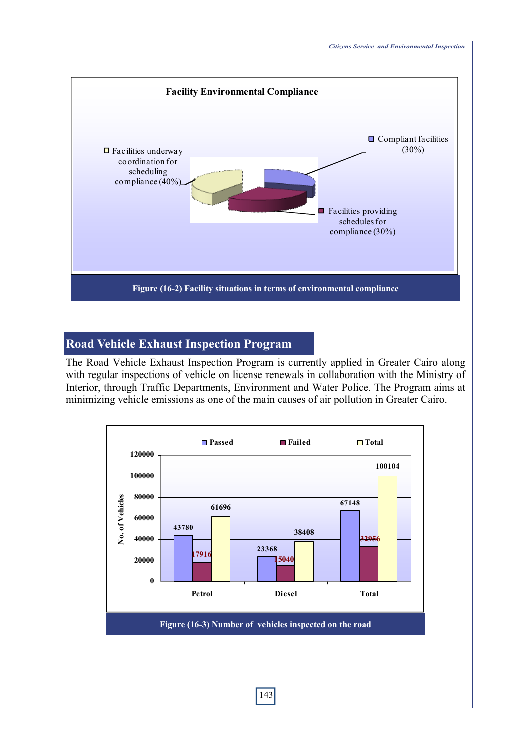**Facility Environmental Compliance**

Facilities underway coordination for scheduling compliance (40%)

Compliant facilities (30%)

Facilities providing schedules for compliance (30%)

Figure (16-2) Facility situations in terms of environmental compliance

## Road Vehicle Exhaust Inspection Program

The Road Vehicle Exhaust Inspection Program is currently applied in Greater Cairo along with regular inspections of vehicle on license renewals in collaboration with the Ministry of Interior, through Traffic Departments, Environment and Water Police. The Program aims at minimizing vehicle emissions as one of the main causes of air pollution in Greater Cairo.

Passed
Failed
Total

No. of Vehicles

120000
100000
80000
60000
40000
20000
0

Petrol: 43780, 17916, 61696

Diesel: 23368, 15040, 38408

Total: 67148, 32956, 100104

Figure (16-3) Number of vehicles inspected on the road